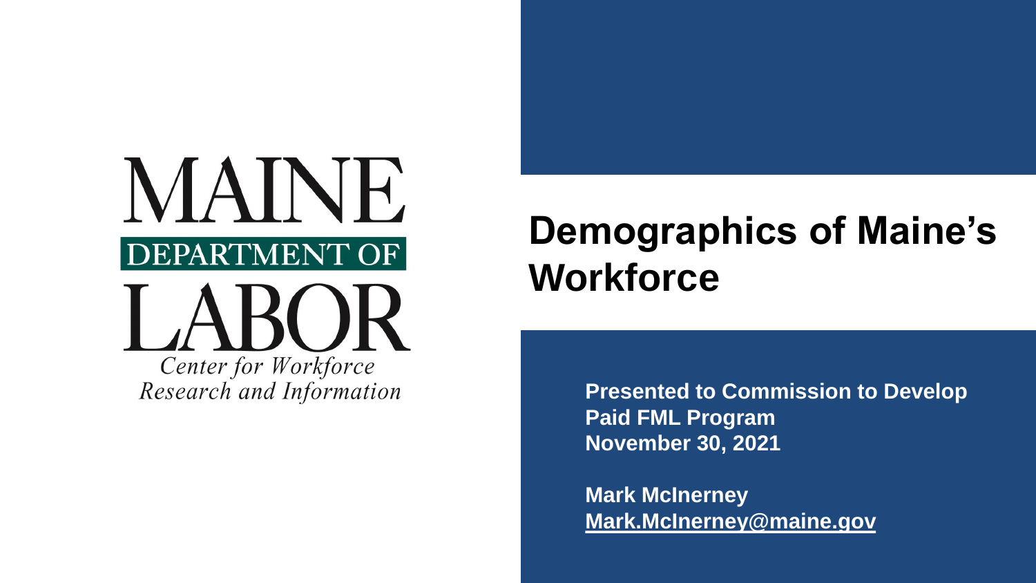MAINE DEPARTMENT OF LABOR

*Center for Workforce Research and Information*

# Demographics of Maine's Workforce

**Presented to Commission to Develop Paid FML Program**
**November 30, 2021**

**Mark McInerney**
**Mark.McInerney@maine.gov**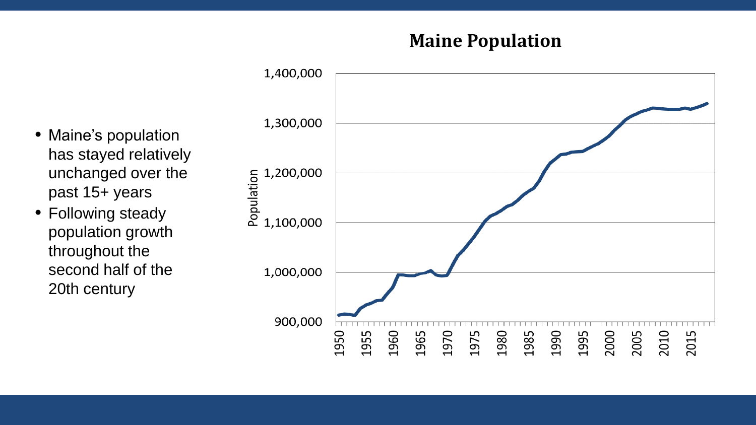## Maine Population

- Maine's population has stayed relatively unchanged over the past 15+ years
- Following steady population growth throughout the second half of the 20th century

Population

1,400,000
1,300,000
1,200,000
1,100,000
1,000,000
900,000

1950 1955 1960 1965 1970 1975 1980 1985 1990 1995 2000 2005 2010 2015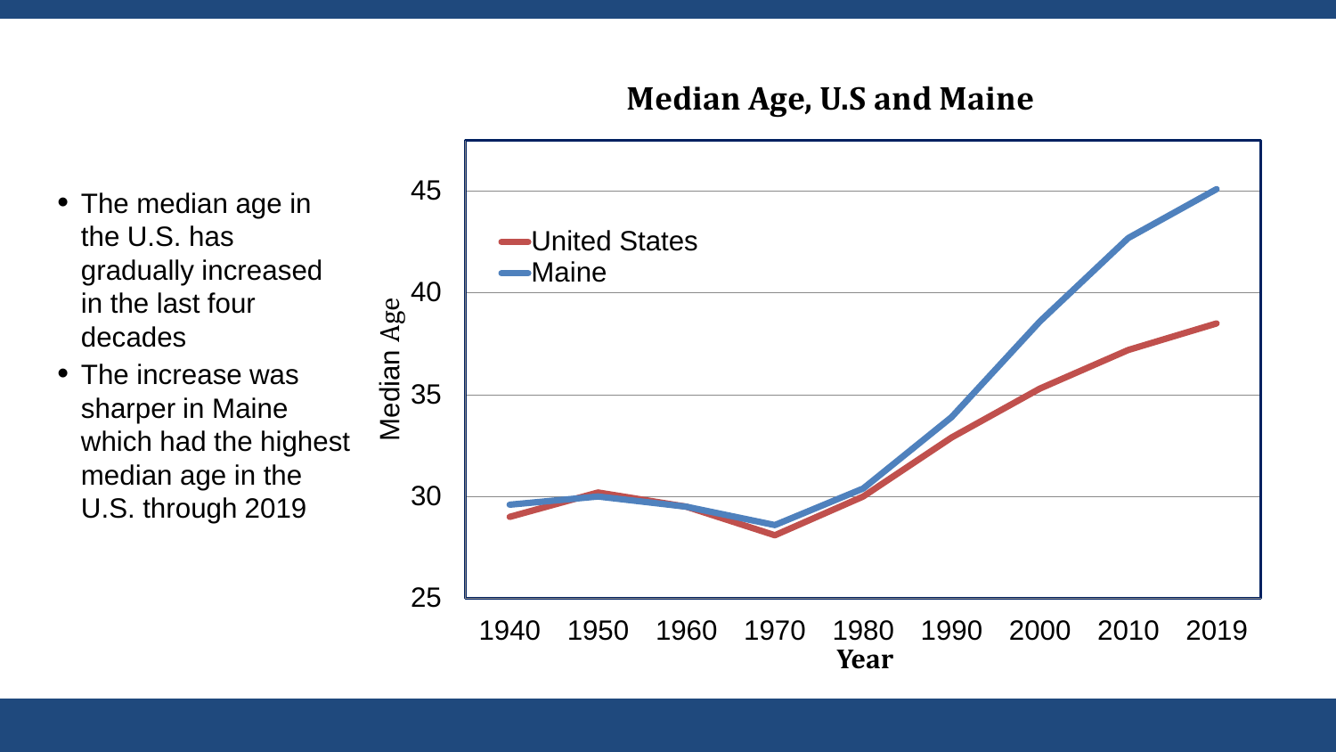- The median age in the U.S. has gradually increased in the last four decades
- The increase was sharper in Maine which had the highest median age in the U.S. through 2019

**Median Age, U.S and Maine**

Legend: United States; Maine

Median Age (y-axis): 25, 30, 35, 40, 45

Year (x-axis): 1940, 1950, 1960, 1970, 1980, 1990, 2000, 2010, 2019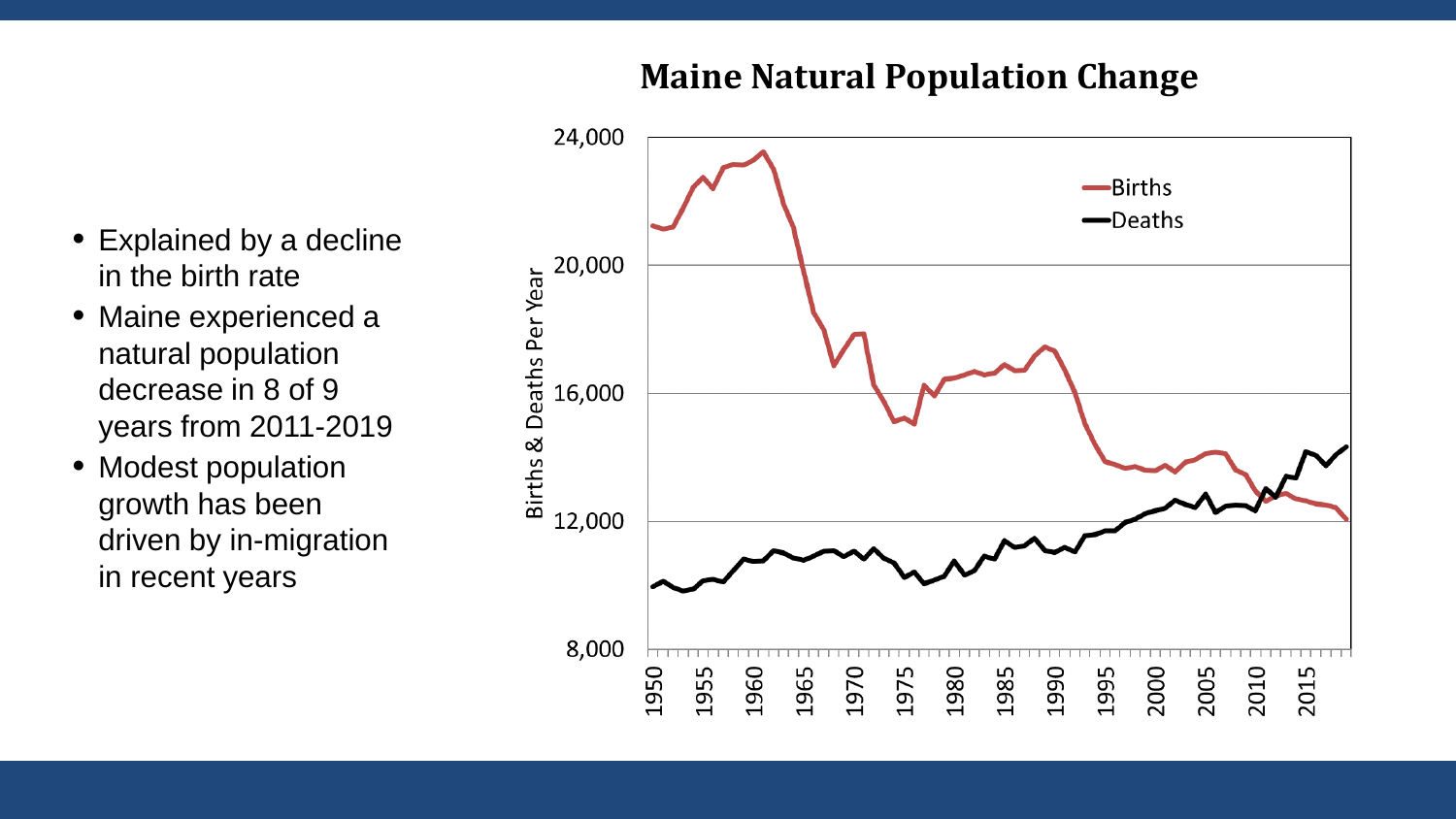## Maine Natural Population Change

- Explained by a decline in the birth rate
- Maine experienced a natural population decrease in 8 of 9 years from 2011-2019
- Modest population growth has been driven by in-migration in recent years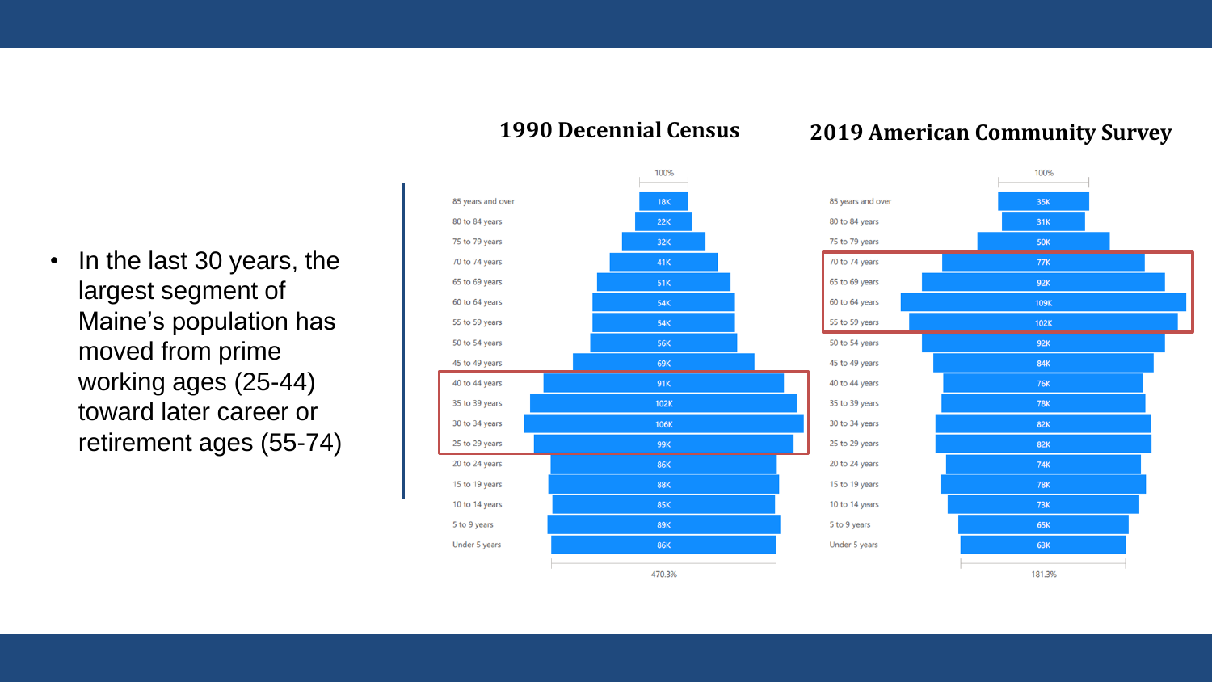- In the last 30 years, the largest segment of Maine's population has moved from prime working ages (25-44) toward later career or retirement ages (55-74)

| Age group | 1990 Decennial Census | 2019 American Community Survey |
| --- | --- | --- |
| 85 years and over | 18K | 35K |
| 80 to 84 years | 22K | 31K |
| 75 to 79 years | 32K | 50K |
| 70 to 74 years | 41K | 77K |
| 65 to 69 years | 51K | 92K |
| 60 to 64 years | 54K | 109K |
| 55 to 59 years | 54K | 102K |
| 50 to 54 years | 56K | 92K |
| 45 to 49 years | 69K | 84K |
| 40 to 44 years | 91K | 76K |
| 35 to 39 years | 102K | 78K |
| 30 to 34 years | 106K | 82K |
| 25 to 29 years | 99K | 82K |
| 20 to 24 years | 86K | 74K |
| 15 to 19 years | 88K | 78K |
| 10 to 14 years | 85K | 73K |
| 5 to 9 years | 89K | 65K |
| Under 5 years | 86K | 63K |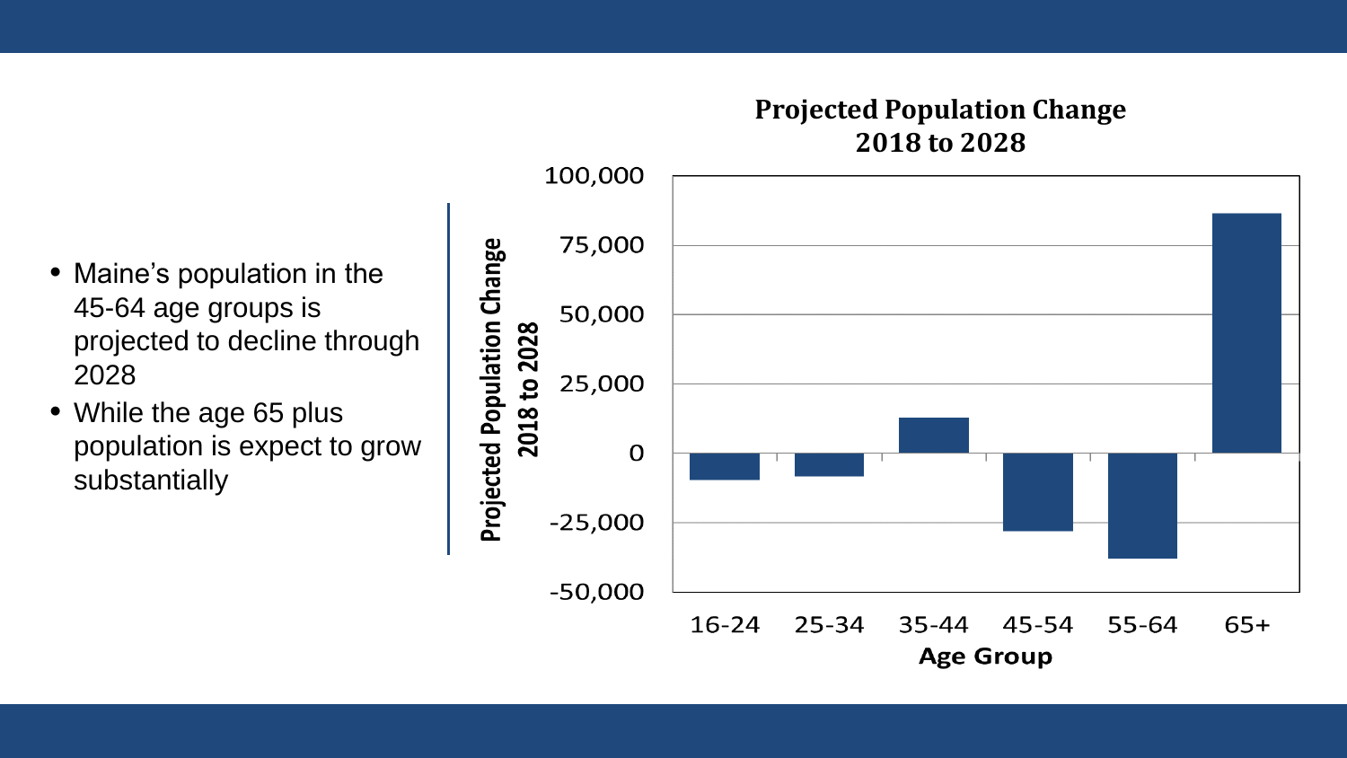- Maine's population in the 45-64 age groups is projected to decline through 2028
- While the age 65 plus population is expect to grow substantially

**Projected Population Change 2018 to 2028**

Projected Population Change 2018 to 2028

100,000
75,000
50,000
25,000
0
-25,000
-50,000

16-24 25-34 35-44 45-54 55-64 65+

**Age Group**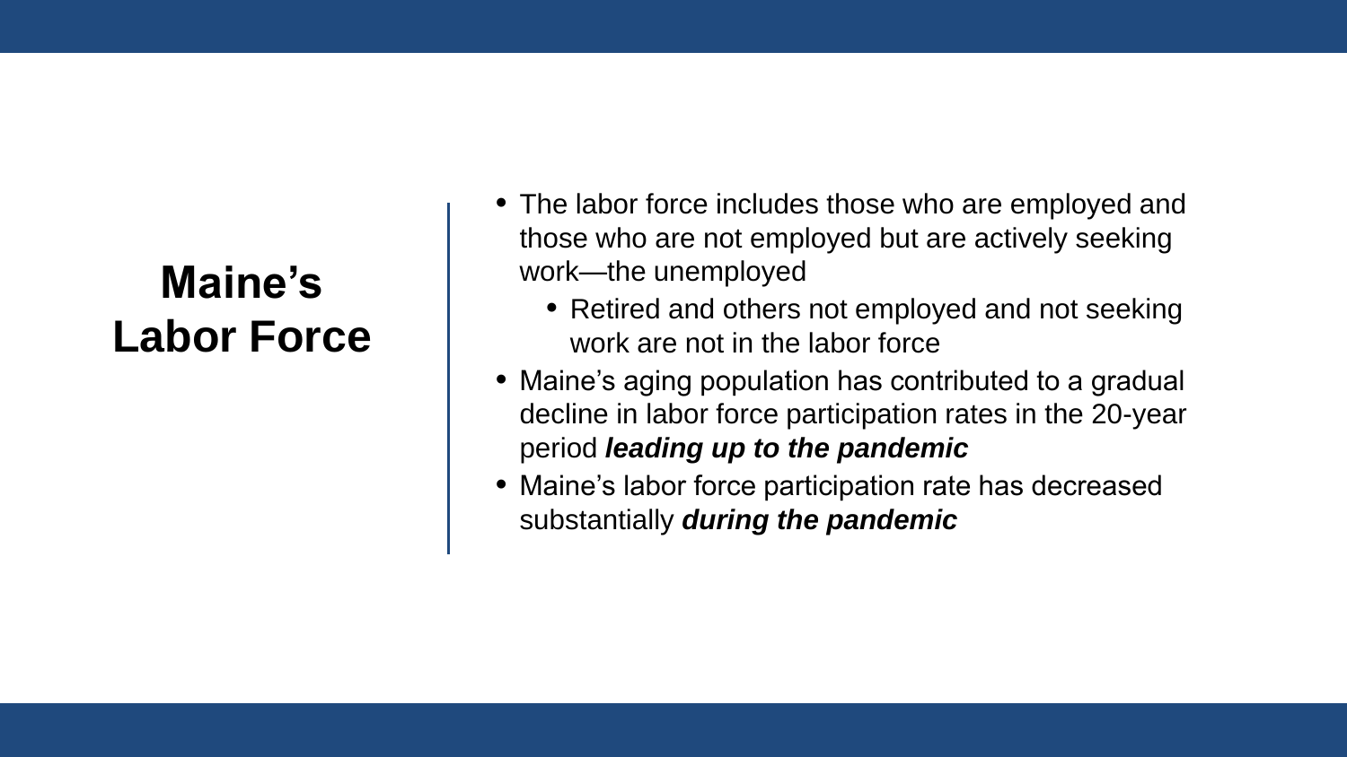# Maine's Labor Force

- The labor force includes those who are employed and those who are not employed but are actively seeking work—the unemployed
  - Retired and others not employed and not seeking work are not in the labor force
- Maine's aging population has contributed to a gradual decline in labor force participation rates in the 20-year period ***leading up to the pandemic***
- Maine's labor force participation rate has decreased substantially ***during the pandemic***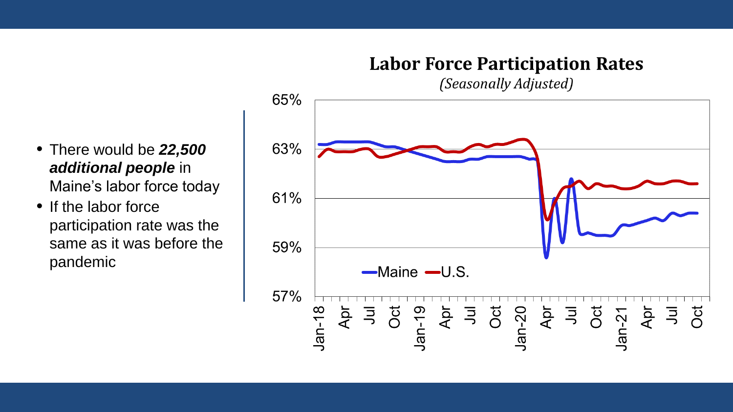- There would be ***22,500 additional people*** in Maine's labor force today
- If the labor force participation rate was the same as it was before the pandemic

## Labor Force Participation Rates

*(Seasonally Adjusted)*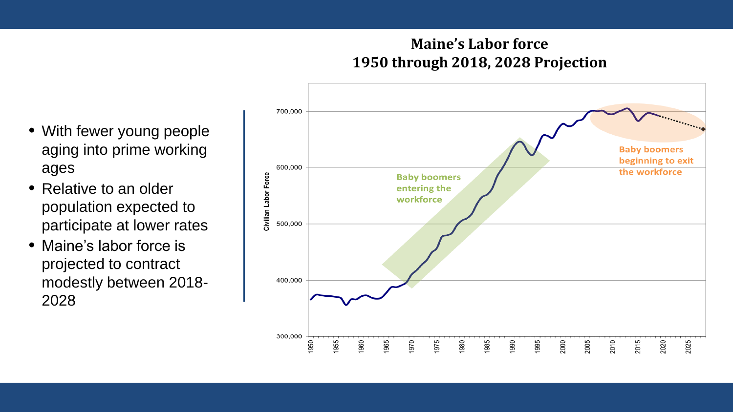- With fewer young people aging into prime working ages
- Relative to an older population expected to participate at lower rates
- Maine's labor force is projected to contract modestly between 2018-2028

**Maine's Labor force**
**1950 through 2018, 2028 Projection**

Civilian Labor Force

Baby boomers entering the workforce

Baby boomers beginning to exit the workforce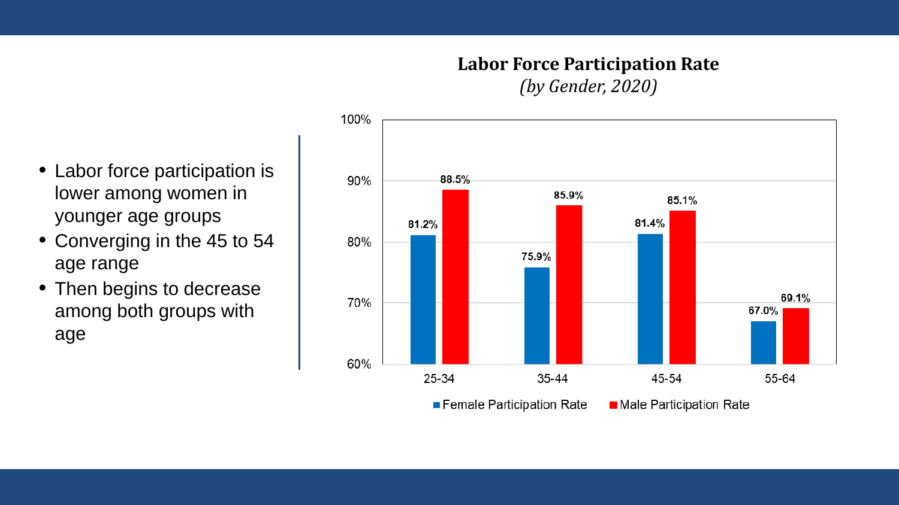- Labor force participation is lower among women in younger age groups
- Converging in the 45 to 54 age range
- Then begins to decrease among both groups with age

## Labor Force Participation Rate

*(by Gender, 2020)*

| Age | Female Participation Rate | Male Participation Rate |
|---|---|---|
| 25-34 | 81.2% | 88.5% |
| 35-44 | 75.9% | 85.9% |
| 45-54 | 81.4% | 85.1% |
| 55-64 | 67.0% | 69.1% |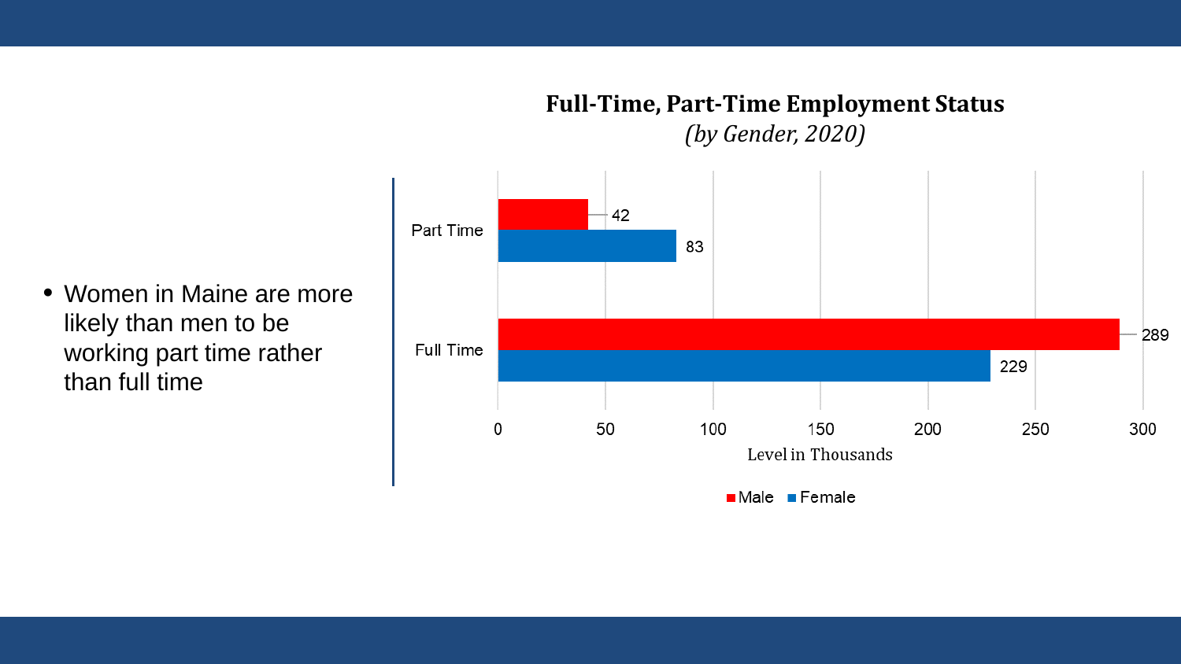- Women in Maine are more likely than men to be working part time rather than full time

**Full-Time, Part-Time Employment Status**
*(by Gender, 2020)*

| | Male | Female |
|---|---|---|
| Part Time | 42 | 83 |
| Full Time | 289 | 229 |

Level in Thousands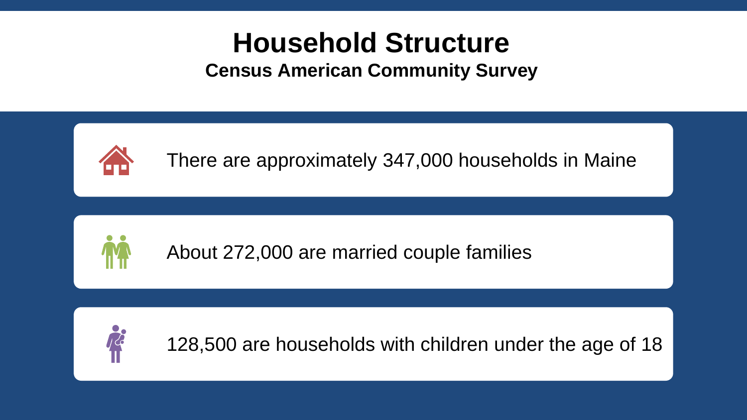# Household Structure

## Census American Community Survey

There are approximately 347,000 households in Maine

About 272,000 are married couple families

128,500 are households with children under the age of 18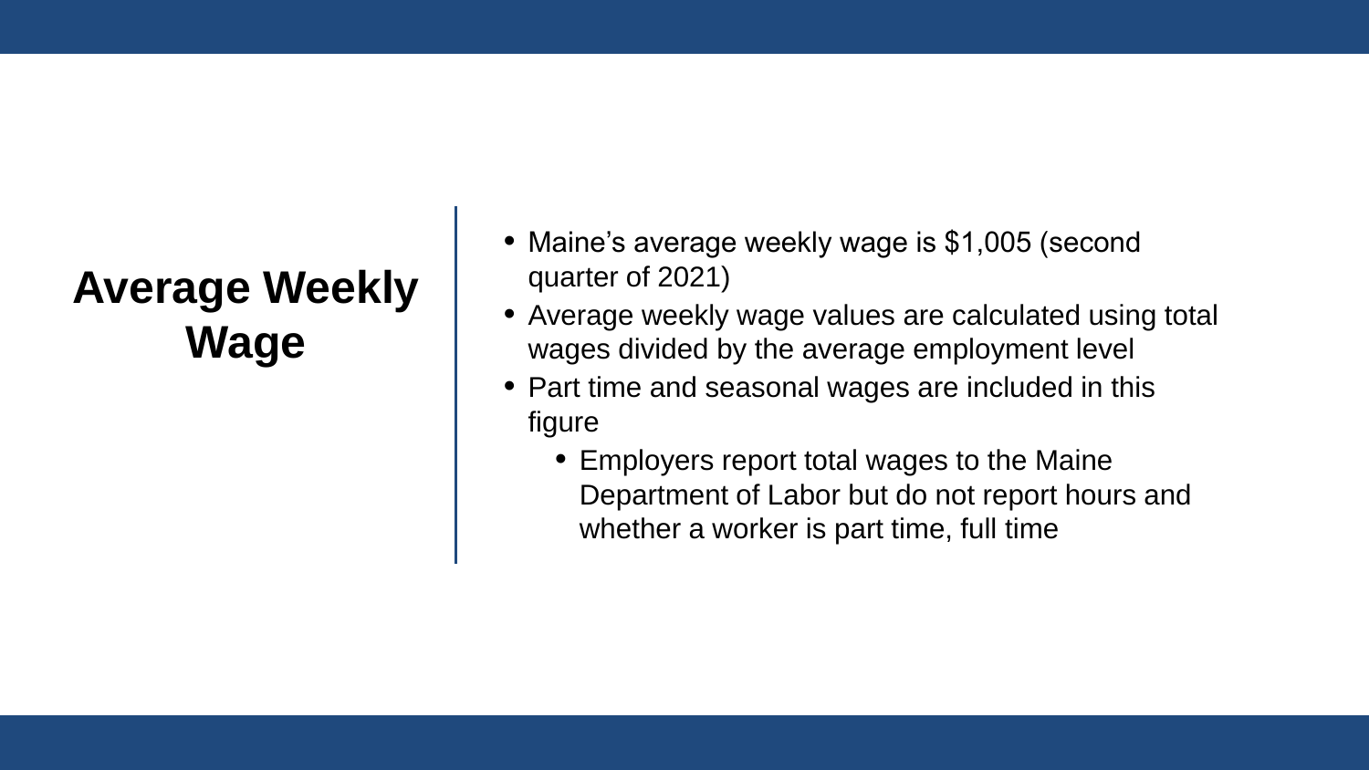## Average Weekly Wage

- Maine's average weekly wage is $1,005 (second quarter of 2021)
- Average weekly wage values are calculated using total wages divided by the average employment level
- Part time and seasonal wages are included in this figure
  - Employers report total wages to the Maine Department of Labor but do not report hours and whether a worker is part time, full time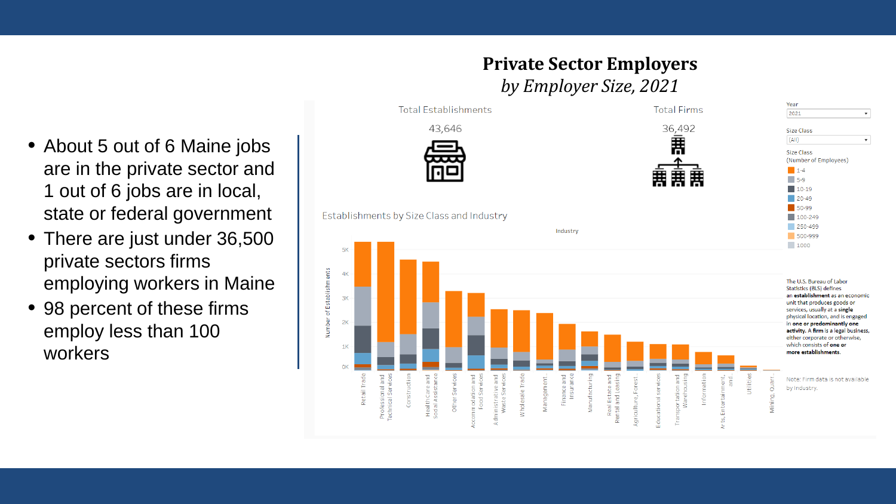# Private Sector Employers

*by Employer Size, 2021*

- About 5 out of 6 Maine jobs are in the private sector and 1 out of 6 jobs are in local, state or federal government
- There are just under 36,500 private sectors firms employing workers in Maine
- 98 percent of these firms employ less than 100 workers

Total Establishments

43,646

Total Firms

36,492

Year: 2021

Size Class: (All)

Size Class (Number of Employees)

- 1-4
- 5-9
- 10-19
- 20-49
- 50-99
- 100-249
- 250-499
- 500-999
- 1000

Establishments by Size Class and Industry

Industry

Number of Establishments: 0K, 1K, 2K, 3K, 4K, 5K

Retail Trade; Professional and Technical Services; Construction; Health Care and Social Assistance; Other Services; Accommodation and Food Services; Administrative and Waste Services; Wholesale Trade; Management..; Finance and Insurance; Manufacturing; Real Estate and Rental and Leasing; Agriculture, Forest..; Educational services; Transportation and Warehousing; Information; Arts, Entertainment, and..; Utilities; Mining, Quarr..

The U.S. Bureau of Labor Statistics (BLS) defines an **establishment** as an economic unit that produces goods or services, usually at a **single** physical location, and is engaged in **one or predominantly one activity.** A **firm** is a legal business, either corporate or otherwise, which consists of **one or more establishments**.

Note: Firm data is not available by industry.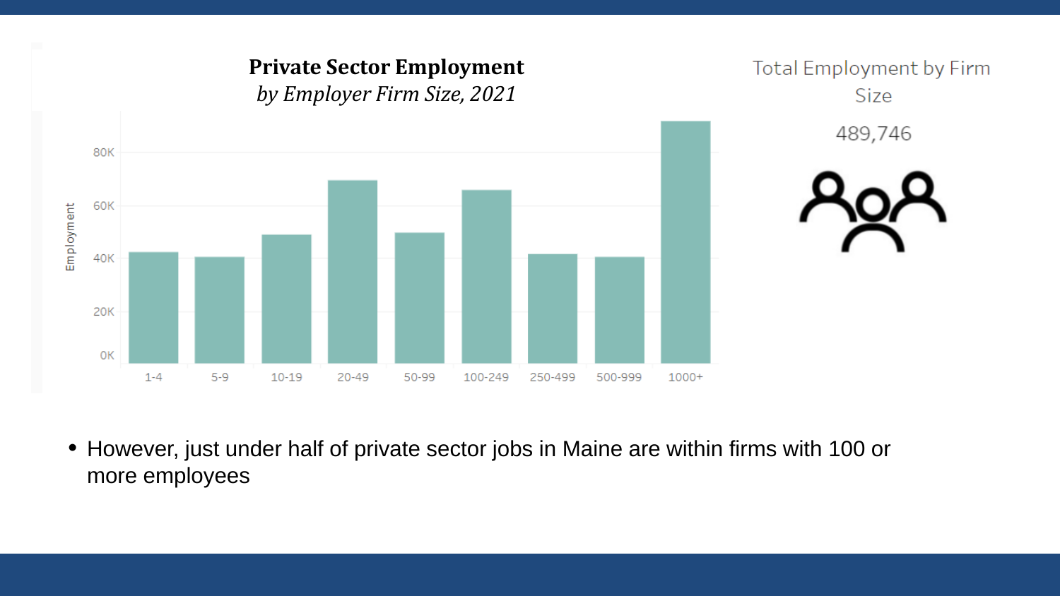**Private Sector Employment**

*by Employer Firm Size, 2021*

Total Employment by Firm Size

489,746

- However, just under half of private sector jobs in Maine are within firms with 100 or more employees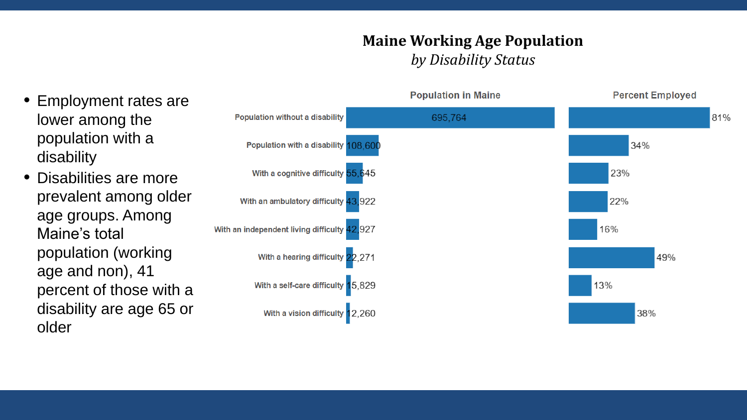- Employment rates are lower among the population with a disability
- Disabilities are more prevalent among older age groups. Among Maine's total population (working age and non), 41 percent of those with a disability are age 65 or older

## Maine Working Age Population

*by Disability Status*

| | Population in Maine | Percent Employed |
|---|---|---|
| Population without a disability | 695,764 | 81% |
| Population with a disability | 108,600 | 34% |
| With a cognitive difficulty | 55,645 | 23% |
| With an ambulatory difficulty | 43,922 | 22% |
| With an independent living difficulty | 42,927 | 16% |
| With a hearing difficulty | 22,271 | 49% |
| With a self-care difficulty | 15,829 | 13% |
| With a vision difficulty | 12,260 | 38% |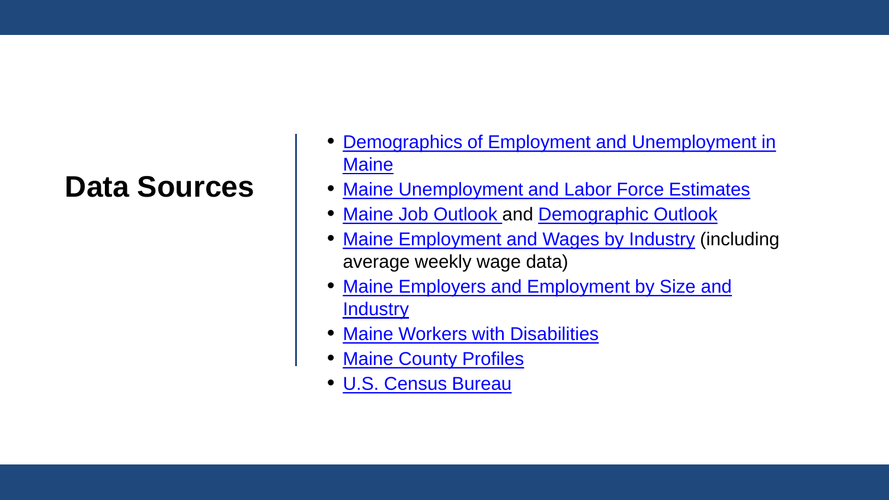# Data Sources

- Demographics of Employment and Unemployment in Maine
- Maine Unemployment and Labor Force Estimates
- Maine Job Outlook and Demographic Outlook
- Maine Employment and Wages by Industry (including average weekly wage data)
- Maine Employers and Employment by Size and Industry
- Maine Workers with Disabilities
- Maine County Profiles
- U.S. Census Bureau